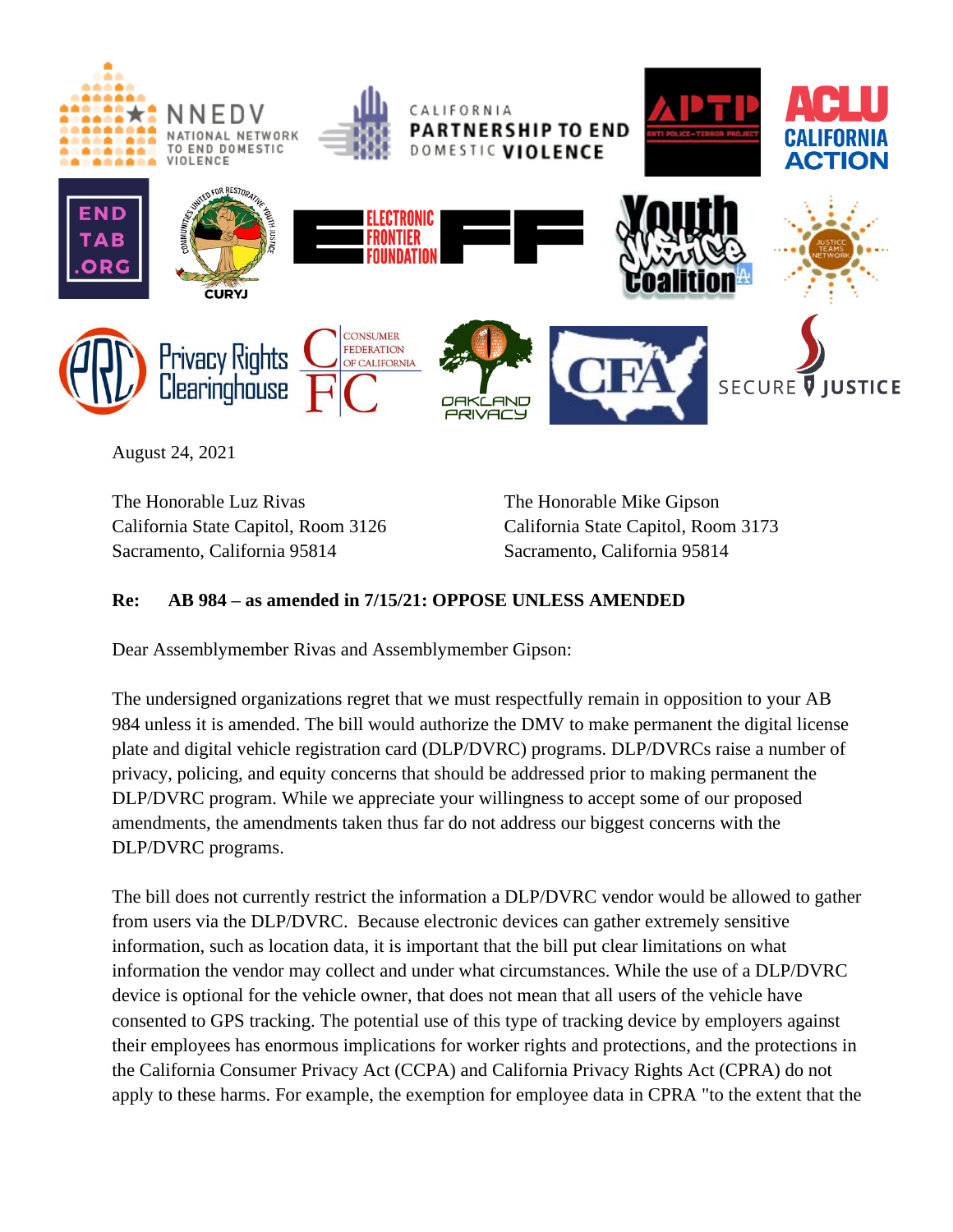August 24, 2021

The Honorable Luz Rivas
California State Capitol, Room 3126
Sacramento, California 95814

The Honorable Mike Gipson
California State Capitol, Room 3173
Sacramento, California 95814

**Re: AB 984 – as amended in 7/15/21: OPPOSE UNLESS AMENDED**

Dear Assemblymember Rivas and Assemblymember Gipson:

The undersigned organizations regret that we must respectfully remain in opposition to your AB 984 unless it is amended. The bill would authorize the DMV to make permanent the digital license plate and digital vehicle registration card (DLP/DVRC) programs. DLP/DVRCs raise a number of privacy, policing, and equity concerns that should be addressed prior to making permanent the DLP/DVRC program. While we appreciate your willingness to accept some of our proposed amendments, the amendments taken thus far do not address our biggest concerns with the DLP/DVRC programs.

The bill does not currently restrict the information a DLP/DVRC vendor would be allowed to gather from users via the DLP/DVRC. Because electronic devices can gather extremely sensitive information, such as location data, it is important that the bill put clear limitations on what information the vendor may collect and under what circumstances. While the use of a DLP/DVRC device is optional for the vehicle owner, that does not mean that all users of the vehicle have consented to GPS tracking. The potential use of this type of tracking device by employers against their employees has enormous implications for worker rights and protections, and the protections in the California Consumer Privacy Act (CCPA) and California Privacy Rights Act (CPRA) do not apply to these harms. For example, the exemption for employee data in CPRA "to the extent that the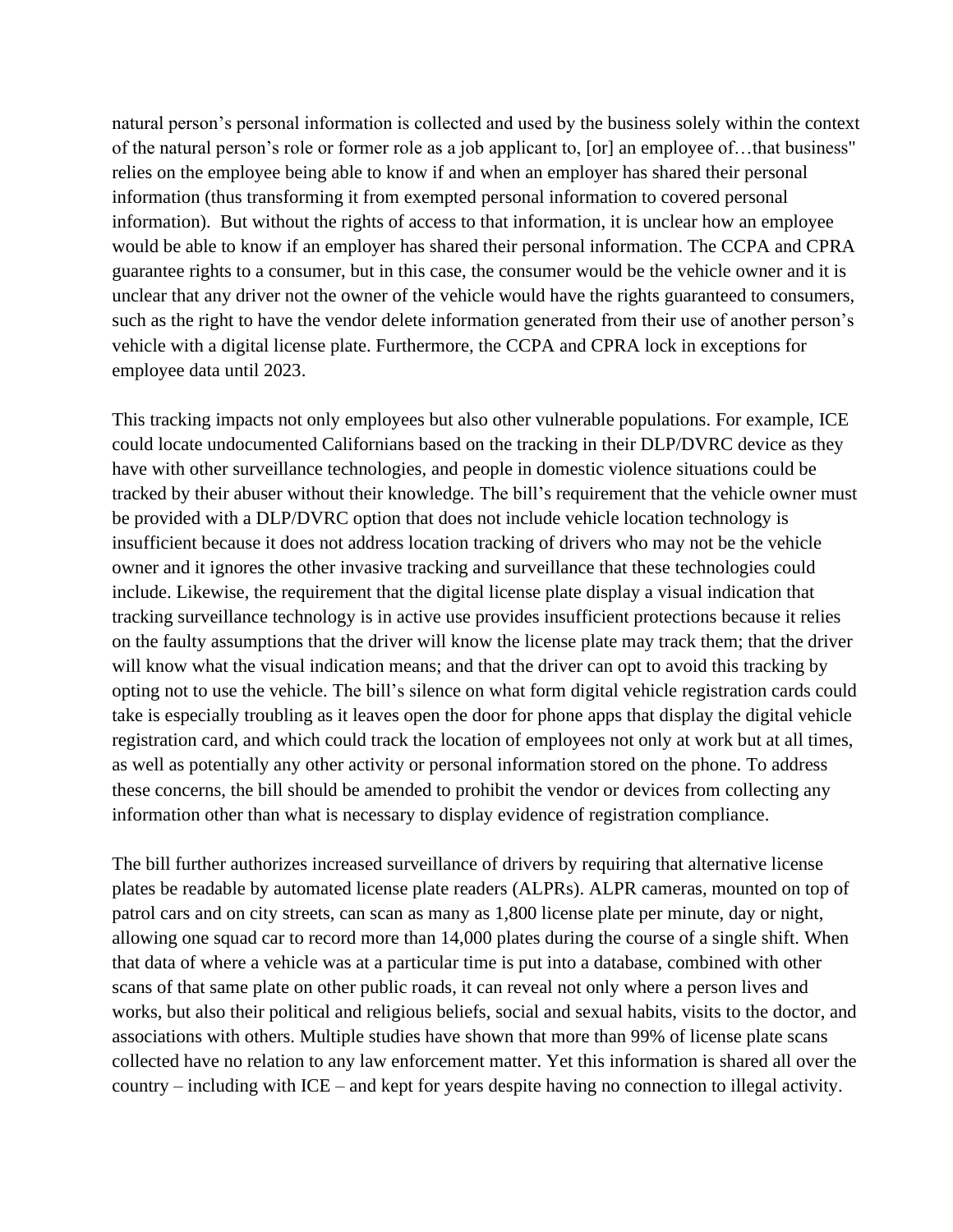natural person's personal information is collected and used by the business solely within the context of the natural person's role or former role as a job applicant to, [or] an employee of…that business" relies on the employee being able to know if and when an employer has shared their personal information (thus transforming it from exempted personal information to covered personal information). But without the rights of access to that information, it is unclear how an employee would be able to know if an employer has shared their personal information. The CCPA and CPRA guarantee rights to a consumer, but in this case, the consumer would be the vehicle owner and it is unclear that any driver not the owner of the vehicle would have the rights guaranteed to consumers, such as the right to have the vendor delete information generated from their use of another person's vehicle with a digital license plate. Furthermore, the CCPA and CPRA lock in exceptions for employee data until 2023.

This tracking impacts not only employees but also other vulnerable populations. For example, ICE could locate undocumented Californians based on the tracking in their DLP/DVRC device as they have with other surveillance technologies, and people in domestic violence situations could be tracked by their abuser without their knowledge. The bill's requirement that the vehicle owner must be provided with a DLP/DVRC option that does not include vehicle location technology is insufficient because it does not address location tracking of drivers who may not be the vehicle owner and it ignores the other invasive tracking and surveillance that these technologies could include. Likewise, the requirement that the digital license plate display a visual indication that tracking surveillance technology is in active use provides insufficient protections because it relies on the faulty assumptions that the driver will know the license plate may track them; that the driver will know what the visual indication means; and that the driver can opt to avoid this tracking by opting not to use the vehicle. The bill's silence on what form digital vehicle registration cards could take is especially troubling as it leaves open the door for phone apps that display the digital vehicle registration card, and which could track the location of employees not only at work but at all times, as well as potentially any other activity or personal information stored on the phone. To address these concerns, the bill should be amended to prohibit the vendor or devices from collecting any information other than what is necessary to display evidence of registration compliance.

The bill further authorizes increased surveillance of drivers by requiring that alternative license plates be readable by automated license plate readers (ALPRs). ALPR cameras, mounted on top of patrol cars and on city streets, can scan as many as 1,800 license plate per minute, day or night, allowing one squad car to record more than 14,000 plates during the course of a single shift. When that data of where a vehicle was at a particular time is put into a database, combined with other scans of that same plate on other public roads, it can reveal not only where a person lives and works, but also their political and religious beliefs, social and sexual habits, visits to the doctor, and associations with others. Multiple studies have shown that more than 99% of license plate scans collected have no relation to any law enforcement matter. Yet this information is shared all over the country – including with ICE – and kept for years despite having no connection to illegal activity.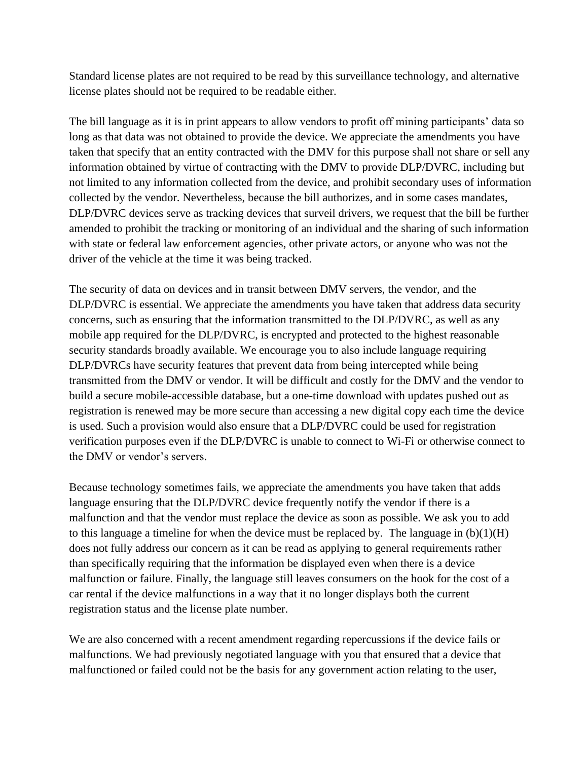Standard license plates are not required to be read by this surveillance technology, and alternative license plates should not be required to be readable either.

The bill language as it is in print appears to allow vendors to profit off mining participants' data so long as that data was not obtained to provide the device. We appreciate the amendments you have taken that specify that an entity contracted with the DMV for this purpose shall not share or sell any information obtained by virtue of contracting with the DMV to provide DLP/DVRC, including but not limited to any information collected from the device, and prohibit secondary uses of information collected by the vendor. Nevertheless, because the bill authorizes, and in some cases mandates, DLP/DVRC devices serve as tracking devices that surveil drivers, we request that the bill be further amended to prohibit the tracking or monitoring of an individual and the sharing of such information with state or federal law enforcement agencies, other private actors, or anyone who was not the driver of the vehicle at the time it was being tracked.

The security of data on devices and in transit between DMV servers, the vendor, and the DLP/DVRC is essential. We appreciate the amendments you have taken that address data security concerns, such as ensuring that the information transmitted to the DLP/DVRC, as well as any mobile app required for the DLP/DVRC, is encrypted and protected to the highest reasonable security standards broadly available. We encourage you to also include language requiring DLP/DVRCs have security features that prevent data from being intercepted while being transmitted from the DMV or vendor. It will be difficult and costly for the DMV and the vendor to build a secure mobile-accessible database, but a one-time download with updates pushed out as registration is renewed may be more secure than accessing a new digital copy each time the device is used. Such a provision would also ensure that a DLP/DVRC could be used for registration verification purposes even if the DLP/DVRC is unable to connect to Wi-Fi or otherwise connect to the DMV or vendor's servers.

Because technology sometimes fails, we appreciate the amendments you have taken that adds language ensuring that the DLP/DVRC device frequently notify the vendor if there is a malfunction and that the vendor must replace the device as soon as possible. We ask you to add to this language a timeline for when the device must be replaced by. The language in (b)(1)(H) does not fully address our concern as it can be read as applying to general requirements rather than specifically requiring that the information be displayed even when there is a device malfunction or failure. Finally, the language still leaves consumers on the hook for the cost of a car rental if the device malfunctions in a way that it no longer displays both the current registration status and the license plate number.

We are also concerned with a recent amendment regarding repercussions if the device fails or malfunctions. We had previously negotiated language with you that ensured that a device that malfunctioned or failed could not be the basis for any government action relating to the user,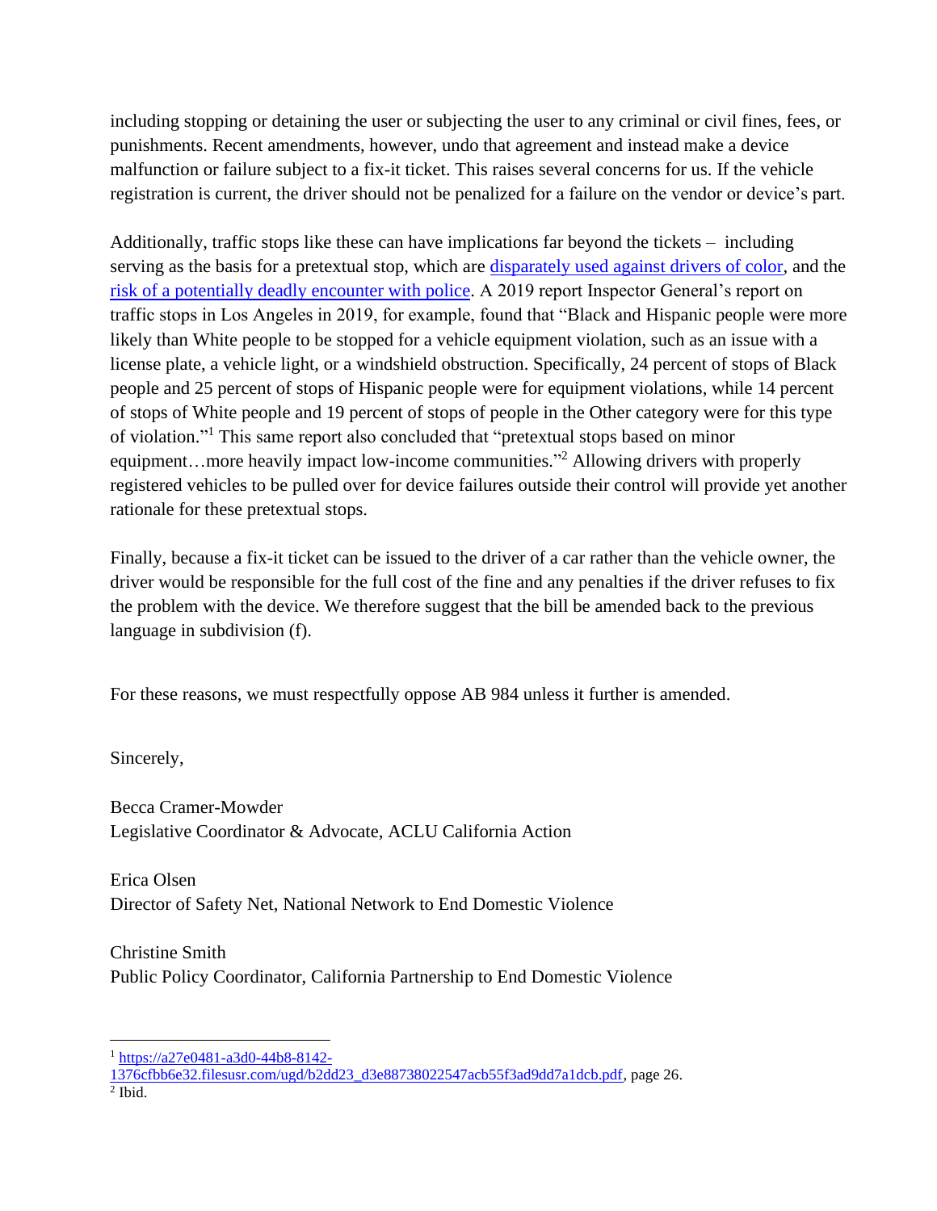including stopping or detaining the user or subjecting the user to any criminal or civil fines, fees, or punishments. Recent amendments, however, undo that agreement and instead make a device malfunction or failure subject to a fix-it ticket. This raises several concerns for us. If the vehicle registration is current, the driver should not be penalized for a failure on the vendor or device's part.

Additionally, traffic stops like these can have implications far beyond the tickets – including serving as the basis for a pretextual stop, which are disparately used against drivers of color, and the risk of a potentially deadly encounter with police. A 2019 report Inspector General's report on traffic stops in Los Angeles in 2019, for example, found that "Black and Hispanic people were more likely than White people to be stopped for a vehicle equipment violation, such as an issue with a license plate, a vehicle light, or a windshield obstruction. Specifically, 24 percent of stops of Black people and 25 percent of stops of Hispanic people were for equipment violations, while 14 percent of stops of White people and 19 percent of stops of people in the Other category were for this type of violation."[1] This same report also concluded that "pretextual stops based on minor equipment…more heavily impact low-income communities."[2] Allowing drivers with properly registered vehicles to be pulled over for device failures outside their control will provide yet another rationale for these pretextual stops.

Finally, because a fix-it ticket can be issued to the driver of a car rather than the vehicle owner, the driver would be responsible for the full cost of the fine and any penalties if the driver refuses to fix the problem with the device. We therefore suggest that the bill be amended back to the previous language in subdivision (f).

For these reasons, we must respectfully oppose AB 984 unless it further is amended.

Sincerely,

Becca Cramer-Mowder
Legislative Coordinator & Advocate, ACLU California Action

Erica Olsen
Director of Safety Net, National Network to End Domestic Violence

Christine Smith
Public Policy Coordinator, California Partnership to End Domestic Violence

---

[1] https://a27e0481-a3d0-44b8-8142-1376cfbb6e32.filesusr.com/ugd/b2dd23_d3e88738022547acb55f3ad9dd7a1dcb.pdf, page 26.

[2] Ibid.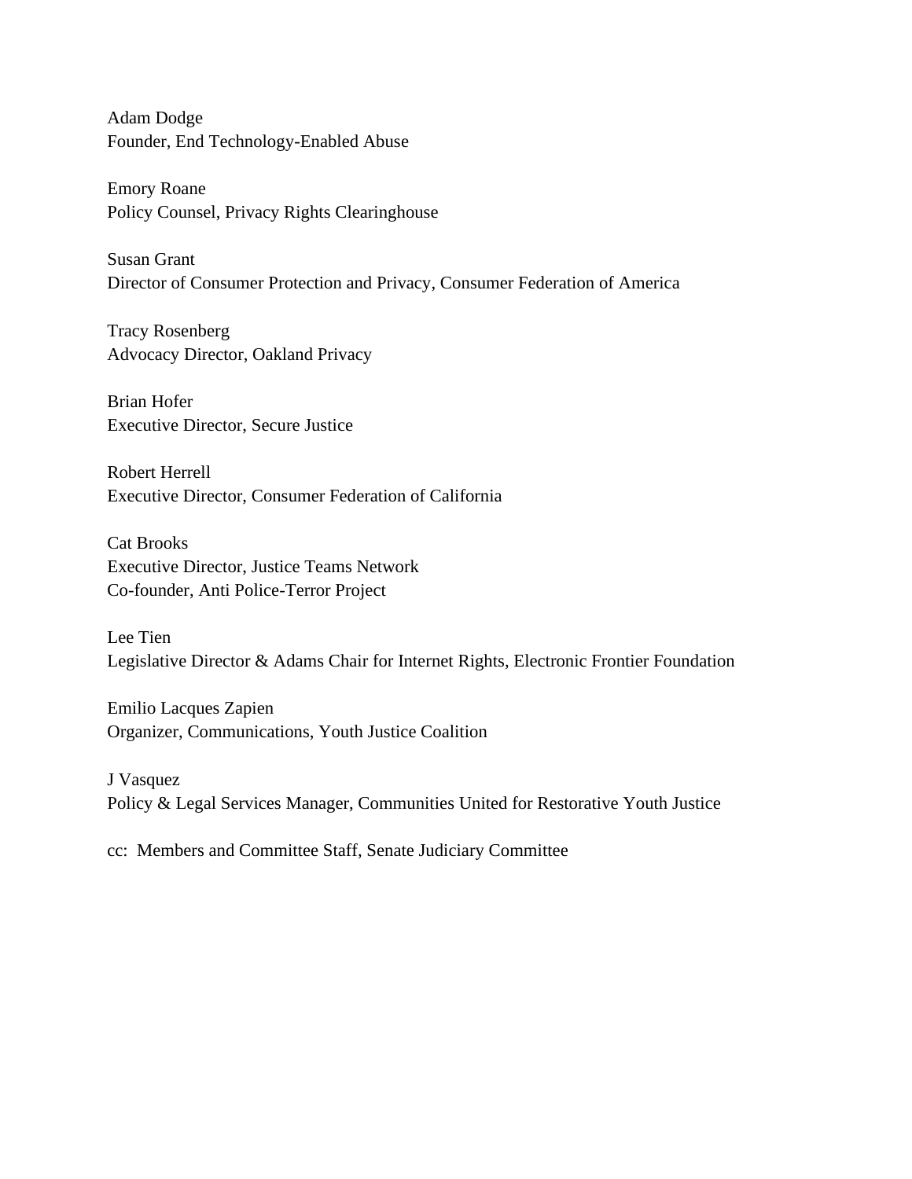Adam Dodge
Founder, End Technology-Enabled Abuse

Emory Roane
Policy Counsel, Privacy Rights Clearinghouse

Susan Grant
Director of Consumer Protection and Privacy, Consumer Federation of America

Tracy Rosenberg
Advocacy Director, Oakland Privacy

Brian Hofer
Executive Director, Secure Justice

Robert Herrell
Executive Director, Consumer Federation of California

Cat Brooks
Executive Director, Justice Teams Network
Co-founder, Anti Police-Terror Project

Lee Tien
Legislative Director & Adams Chair for Internet Rights, Electronic Frontier Foundation

Emilio Lacques Zapien
Organizer, Communications, Youth Justice Coalition

J Vasquez
Policy & Legal Services Manager, Communities United for Restorative Youth Justice

cc: Members and Committee Staff, Senate Judiciary Committee